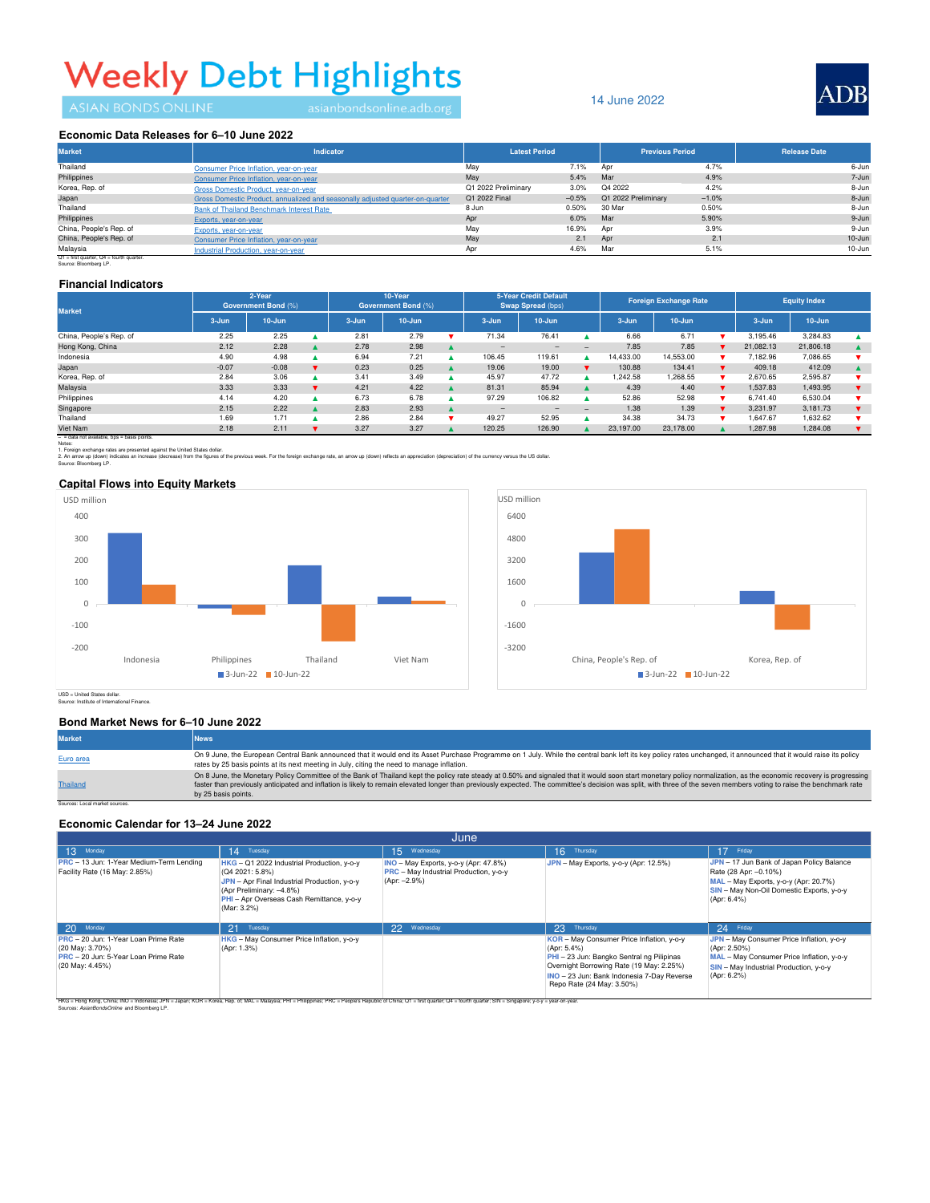# Weekly Debt Highlights

ASIAN BONDS ONLINE asianbondsonline.adb.org

14 June 2022

ADB

## Economic Data Releases for 6–10 June 2022

| Market | Indicator | Latest Period | | Previous Period | | Release Date |
|---|---|---|---|---|---|---|
| Thailand | Consumer Price Inflation, year-on-year | May | 7.1% | Apr | 4.7% | 6-Jun |
| Philippines | Consumer Price Inflation, year-on-year | May | 5.4% | Mar | 4.9% | 7-Jun |
| Korea, Rep. of | Gross Domestic Product, year-on-year | Q1 2022 Preliminary | 3.0% | Q4 2022 | 4.2% | 8-Jun |
| Japan | Gross Domestic Product, annualized and seasonally adjusted quarter-on-quarter | Q1 2022 Final | −0.5% | Q1 2022 Preliminary | −1.0% | 8-Jun |
| Thailand | Bank of Thailand Benchmark Interest Rate | 8 Jun | 0.50% | 30 Mar | 0.50% | 8-Jun |
| Philippines | Exports, year-on-year | Apr | 6.0% | Mar | 5.90% | 9-Jun |
| China, People's Rep. of | Exports, year-on-year | May | 16.9% | Apr | 3.9% | 9-Jun |
| China, People's Rep. of | Consumer Price Inflation, year-on-year | May | 2.1 | Apr | 2.1 | 10-Jun |
| Malaysia | Industrial Production, year-on-year | Apr | 4.6% | Mar | 5.1% | 10-Jun |

Q1 = first quarter, Q4 = fourth quarter.
Source: Bloomberg LP.

## Financial Indicators

| Market | 2-Year Government Bond (%) | | | 10-Year Government Bond (%) | | | 5-Year Credit Default Swap Spread (bps) | | | Foreign Exchange Rate | | | Equity Index | | |
|---|---|---|---|---|---|---|---|---|---|---|---|---|---|---|---|
| | 3-Jun | 10-Jun | | 3-Jun | 10-Jun | | 3-Jun | 10-Jun | | 3-Jun | 10-Jun | | 3-Jun | 10-Jun | |
| China, People's Rep. of | 2.25 | 2.25 | ▲ | 2.81 | 2.79 | ▼ | 71.34 | 76.41 | ▲ | 6.66 | 6.71 | ▼ | 3,195.46 | 3,284.83 | ▲ |
| Hong Kong, China | 2.12 | 2.28 | ▲ | 2.78 | 2.98 | ▲ | – | – | – | 7.85 | 7.85 | ▼ | 21,082.13 | 21,806.18 | ▲ |
| Indonesia | 4.90 | 4.98 | ▲ | 6.94 | 7.21 | ▲ | 106.45 | 119.61 | ▲ | 14,433.00 | 14,553.00 | ▼ | 7,182.96 | 7,086.65 | ▼ |
| Japan | -0.07 | -0.08 | ▼ | 0.23 | 0.25 | ▲ | 19.06 | 19.00 | ▼ | 130.88 | 134.41 | ▼ | 409.18 | 412.09 | ▲ |
| Korea, Rep. of | 2.84 | 3.06 | ▲ | 3.41 | 3.49 | ▲ | 45.97 | 47.72 | ▲ | 1,242.58 | 1,268.55 | ▼ | 2,670.65 | 2,595.87 | ▼ |
| Malaysia | 3.33 | 3.33 | ▼ | 4.21 | 4.22 | ▲ | 81.31 | 85.94 | ▲ | 4.39 | 4.40 | ▼ | 1,537.83 | 1,493.95 | ▼ |
| Philippines | 4.14 | 4.20 | ▲ | 6.73 | 6.78 | ▲ | 97.29 | 106.82 | ▲ | 52.86 | 52.98 | ▼ | 6,741.40 | 6,530.04 | ▼ |
| Singapore | 2.15 | 2.22 | ▲ | 2.83 | 2.93 | ▲ | – | – | – | 1.38 | 1.39 | ▼ | 3,231.97 | 3,181.73 | ▼ |
| Thailand | 1.69 | 1.71 | ▲ | 2.86 | 2.84 | ▼ | 49.27 | 52.95 | ▲ | 34.38 | 34.73 | ▼ | 1,647.67 | 1,632.62 | ▼ |
| Viet Nam | 2.18 | 2.11 | ▼ | 3.27 | 3.27 | ▲ | 120.25 | 126.90 | ▲ | 23,197.00 | 23,178.00 | ▲ | 1,287.98 | 1,284.08 | ▼ |

– = data not available, bps = basis points.
Notes:
1. Foreign exchange rates are presented against the United States dollar.
2. An arrow up (down) indicates an increase (decrease) from the figures of the previous week. For the foreign exchange rate, an arrow up (down) reflects an appreciation (depreciation) of the currency versus the US dollar.
Source: Bloomberg LP.

## Capital Flows into Equity Markets

USD million

| Market | 3-Jun-22 | 10-Jun-22 |
|---|---|---|
| Indonesia | ~320 | ~85 |
| Philippines | ~-20 | ~-40 |
| Thailand | ~175 | ~-170 |
| Viet Nam | ~30 | ~15 |

USD million

| Market | 3-Jun-22 | 10-Jun-22 |
|---|---|---|
| China, People's Rep. of | ~3,500 | ~5,300 |
| Korea, Rep. of | ~800 | ~-1,600 |

USD = United States dollar.
Source: Institute of International Finance.

## Bond Market News for 6–10 June 2022

| Market | News |
|---|---|
| Euro area | On 9 June, the European Central Bank announced that it would end its Asset Purchase Programme on 1 July. While the central bank left its key policy rates unchanged, it announced that it would raise its policy rates by 25 basis points at its next meeting in July, citing the need to manage inflation. |
| Thailand | On 8 June, the Monetary Policy Committee of the Bank of Thailand kept the policy rate steady at 0.50% and signaled that it would soon start monetary policy normalization, as the economic recovery is progressing faster than previously anticipated and inflation is likely to remain elevated longer than previously expected. The committee's decision was split, with three of the seven members voting to raise the benchmark rate by 25 basis points. |

Sources: Local market sources.

## Economic Calendar for 13–24 June 2022

June

| 13 Monday | 14 Tuesday | 15 Wednesday | 16 Thursday | 17 Friday |
|---|---|---|---|---|
| PRC – 13 Jun: 1-Year Medium-Term Lending Facility Rate (16 May: 2.85%) | HKG – Q1 2022 Industrial Production, y-o-y (Q4 2021: 5.8%)<br>JPN – Apr Final Industrial Production, y-o-y (Apr Preliminary: −4.8%)<br>PHI – Apr Overseas Cash Remittance, y-o-y (Mar: 3.2%) | INO – May Exports, y-o-y (Apr: 47.8%)<br>PRC – May Industrial Production, y-o-y (Apr: −2.9%) | JPN – May Exports, y-o-y (Apr: 12.5%) | JPN – 17 Jun Bank of Japan Policy Balance Rate (28 Apr: −0.10%)<br>MAL – May Exports, y-o-y (Apr: 20.7%)<br>SIN – May Non-Oil Domestic Exports, y-o-y (Apr: 6.4%) |

| 20 Monday | 21 Tuesday | 22 Wednesday | 23 Thursday | 24 Friday |
|---|---|---|---|---|
| PRC – 20 Jun: 1-Year Loan Prime Rate (20 May: 3.70%)<br>PRC – 20 Jun: 5-Year Loan Prime Rate (20 May: 4.45%) | HKG – May Consumer Price Inflation, y-o-y (Apr: 1.3%) | | KOR – May Consumer Price Inflation, y-o-y (Apr: 5.4%)<br>PHI – 23 Jun: Bangko Sentral ng Pilipinas Overnight Borrowing Rate (19 May: 2.25%)<br>INO – 23 Jun: Bank Indonesia 7-Day Reverse Repo Rate (24 May: 3.50%) | JPN – May Consumer Price Inflation, y-o-y (Apr: 2.50%)<br>MAL – May Consumer Price Inflation, y-o-y<br>SIN – May Industrial Production, y-o-y (Apr: 6.2%) |

HKG = Hong Kong, China; INO = Indonesia; JPN = Japan; KOR = Korea, Rep. of; MAL = Malaysia; PHI = Philippines; PRC = People's Republic of China; Q1 = first quarter; Q4 = fourth quarter; SIN = Singapore; y-o-y = year-on-year.
Sources: *AsianBondsOnline* and Bloomberg LP.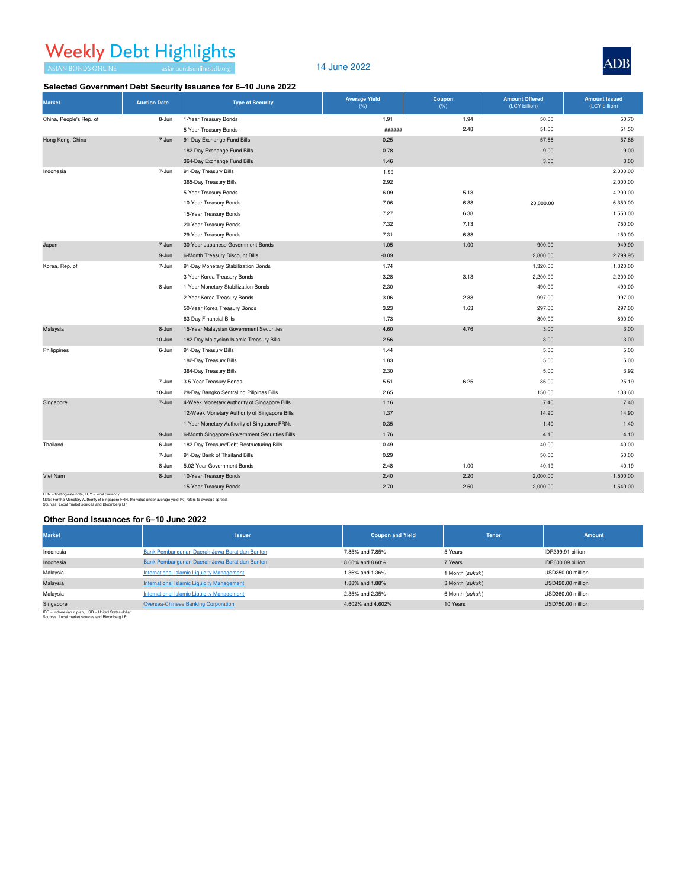# Weekly Debt Highlights

ASIAN BONDS ONLINE asianbondsonline.adb.org

14 June 2022

ADB

## Selected Government Debt Security Issuance for 6–10 June 2022

| Market | Auction Date | Type of Security | Average Yield (%) | Coupon (%) | Amount Offered (LCY billion) | Amount Issued (LCY billion) |
|---|---|---|---|---|---|---|
| China, People's Rep. of | 8-Jun | 1-Year Treasury Bonds | 1.91 | 1.94 | 50.00 | 50.70 |
| | | 5-Year Treasury Bonds | ###### | 2.48 | 51.00 | 51.50 |
| Hong Kong, China | 7-Jun | 91-Day Exchange Fund Bills | 0.25 | | 57.66 | 57.66 |
| | | 182-Day Exchange Fund Bills | 0.78 | | 9.00 | 9.00 |
| | | 364-Day Exchange Fund Bills | 1.46 | | 3.00 | 3.00 |
| Indonesia | 7-Jun | 91-Day Treasury Bills | 1.99 | | | 2,000.00 |
| | | 365-Day Treasury Bills | 2.92 | | | 2,000.00 |
| | | 5-Year Treasury Bonds | 6.09 | 5.13 | | 4,200.00 |
| | | 10-Year Treasury Bonds | 7.06 | 6.38 | 20,000.00 | 6,350.00 |
| | | 15-Year Treasury Bonds | 7.27 | 6.38 | | 1,550.00 |
| | | 20-Year Treasury Bonds | 7.32 | 7.13 | | 750.00 |
| | | 29-Year Treasury Bonds | 7.31 | 6.88 | | 150.00 |
| Japan | 7-Jun | 30-Year Japanese Government Bonds | 1.05 | 1.00 | 900.00 | 949.90 |
| | 9-Jun | 6-Month Treasury Discount Bills | -0.09 | | 2,800.00 | 2,799.95 |
| Korea, Rep. of | 7-Jun | 91-Day Monetary Stabilization Bonds | 1.74 | | 1,320.00 | 1,320.00 |
| | | 3-Year Korea Treasury Bonds | 3.28 | 3.13 | 2,200.00 | 2,200.00 |
| | 8-Jun | 1-Year Monetary Stabilization Bonds | 2.30 | | 490.00 | 490.00 |
| | | 2-Year Korea Treasury Bonds | 3.06 | 2.88 | 997.00 | 997.00 |
| | | 50-Year Korea Treasury Bonds | 3.23 | 1.63 | 297.00 | 297.00 |
| | | 63-Day Financial Bills | 1.73 | | 800.00 | 800.00 |
| Malaysia | 8-Jun | 15-Year Malaysian Government Securities | 4.60 | 4.76 | 3.00 | 3.00 |
| | 10-Jun | 182-Day Malaysian Islamic Treasury Bills | 2.56 | | 3.00 | 3.00 |
| Philippines | 6-Jun | 91-Day Treasury Bills | 1.44 | | 5.00 | 5.00 |
| | | 182-Day Treasury Bills | 1.83 | | 5.00 | 5.00 |
| | | 364-Day Treasury Bills | 2.30 | | 5.00 | 3.92 |
| | 7-Jun | 3.5-Year Treasury Bonds | 5.51 | 6.25 | 35.00 | 25.19 |
| | 10-Jun | 28-Day Bangko Sentral ng Pilipinas Bills | 2.65 | | 150.00 | 138.60 |
| Singapore | 7-Jun | 4-Week Monetary Authority of Singapore Bills | 1.16 | | 7.40 | 7.40 |
| | | 12-Week Monetary Authority of Singapore Bills | 1.37 | | 14.90 | 14.90 |
| | | 1-Year Monetary Authority of Singapore FRNs | 0.35 | | 1.40 | 1.40 |
| | 9-Jun | 6-Month Singapore Government Securities Bills | 1.76 | | 4.10 | 4.10 |
| Thailand | 6-Jun | 182-Day Treasury/Debt Restructuring Bills | 0.49 | | 40.00 | 40.00 |
| | 7-Jun | 91-Day Bank of Thailand Bills | 0.29 | | 50.00 | 50.00 |
| | 8-Jun | 5.02-Year Government Bonds | 2.48 | 1.00 | 40.19 | 40.19 |
| Viet Nam | 8-Jun | 10-Year Treasury Bonds | 2.40 | 2.20 | 2,000.00 | 1,500.00 |
| | | 15-Year Treasury Bonds | 2.70 | 2.50 | 2,000.00 | 1,540.00 |

FRN = floating-rate note, LCY = local currency.
Note: For the Monetary Authority of Singapore FRN, the value under average yield (%) refers to average spread.
Sources: Local market sources and Bloomberg LP.

## Other Bond Issuances for 6–10 June 2022

| Market | Issuer | Coupon and Yield | Tenor | Amount |
|---|---|---|---|---|
| Indonesia | Bank Pembangunan Daerah Jawa Barat dan Banten | 7.85% and 7.85% | 5 Years | IDR399.91 billion |
| Indonesia | Bank Pembangunan Daerah Jawa Barat dan Banten | 8.60% and 8.60% | 7 Years | IDR600.09 billion |
| Malaysia | International Islamic Liquidity Management | 1.36% and 1.36% | 1 Month (*sukuk*) | USD250.00 million |
| Malaysia | International Islamic Liquidity Management | 1.88% and 1.88% | 3 Month (*sukuk*) | USD420.00 million |
| Malaysia | International Islamic Liquidity Management | 2.35% and 2.35% | 6 Month (*sukuk*) | USD360.00 million |
| Singapore | Oversea-Chinese Banking Corporation | 4.602% and 4.602% | 10 Years | USD750.00 million |

IDR = Indonesian rupiah, USD = United States dollar.
Sources: Local market sources and Bloomberg LP.